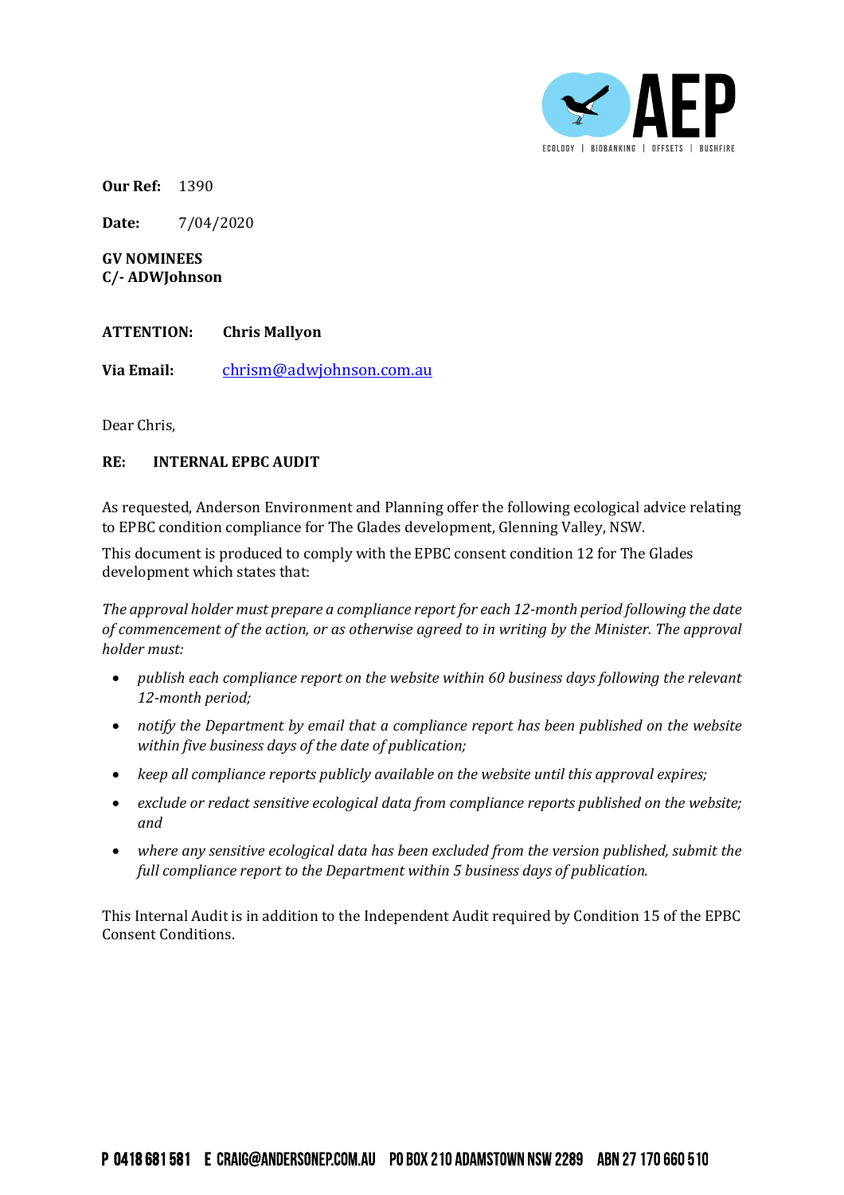**Our Ref:** 1390

**Date:** 7/04/2020

**GV NOMINEES**
**C/- ADWJohnson**

**ATTENTION:** **Chris Mallyon**

**Via Email:** chrism@adwjohnson.com.au

Dear Chris,

**RE: INTERNAL EPBC AUDIT**

As requested, Anderson Environment and Planning offer the following ecological advice relating to EPBC condition compliance for The Glades development, Glenning Valley, NSW.

This document is produced to comply with the EPBC consent condition 12 for The Glades development which states that:

*The approval holder must prepare a compliance report for each 12-month period following the date of commencement of the action, or as otherwise agreed to in writing by the Minister. The approval holder must:*

- *publish each compliance report on the website within 60 business days following the relevant 12-month period;*
- *notify the Department by email that a compliance report has been published on the website within five business days of the date of publication;*
- *keep all compliance reports publicly available on the website until this approval expires;*
- *exclude or redact sensitive ecological data from compliance reports published on the website; and*
- *where any sensitive ecological data has been excluded from the version published, submit the full compliance report to the Department within 5 business days of publication.*

This Internal Audit is in addition to the Independent Audit required by Condition 15 of the EPBC Consent Conditions.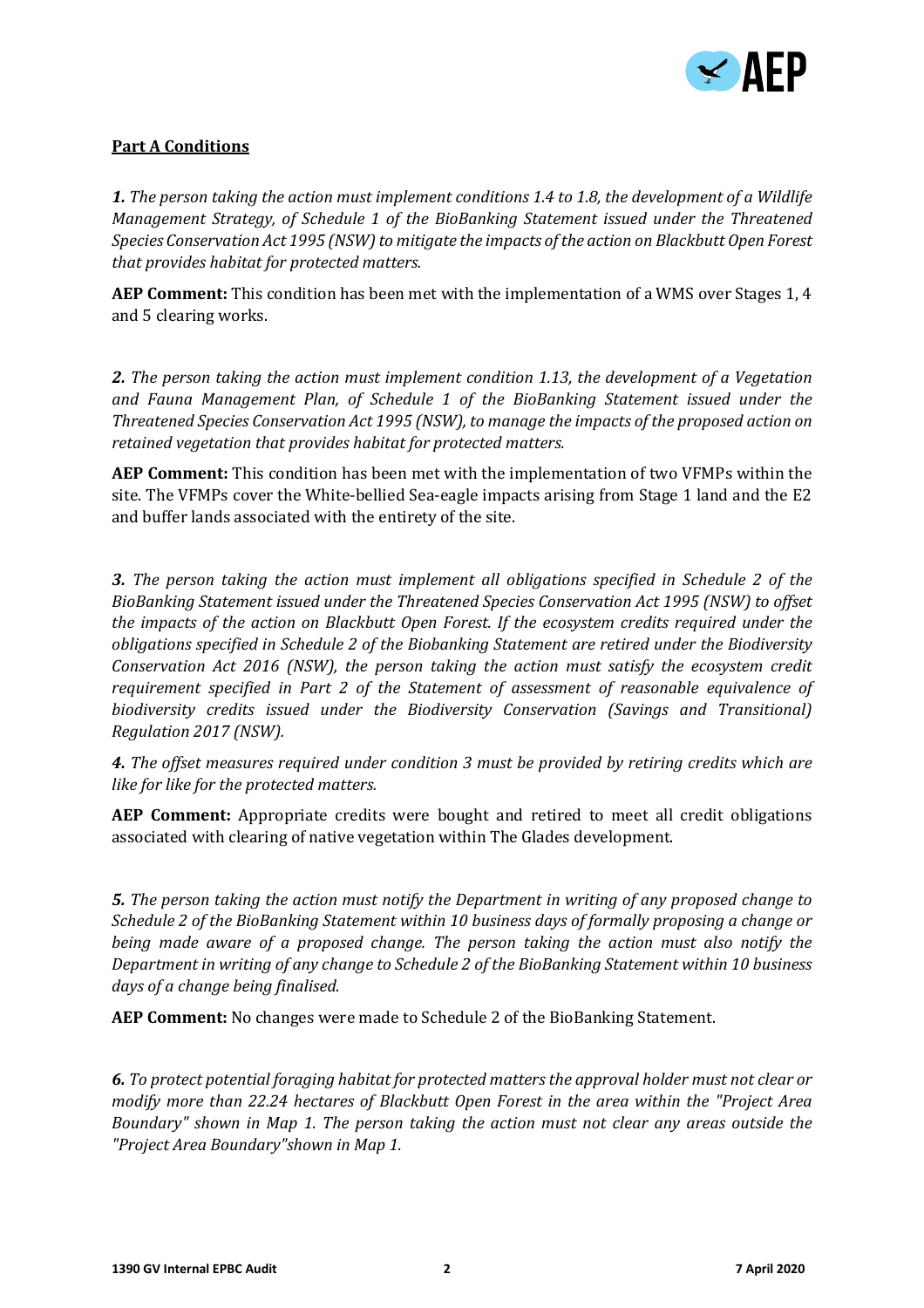**Part A Conditions**

***1.*** *The person taking the action must implement conditions 1.4 to 1.8, the development of a Wildlife Management Strategy, of Schedule 1 of the BioBanking Statement issued under the Threatened Species Conservation Act 1995 (NSW) to mitigate the impacts of the action on Blackbutt Open Forest that provides habitat for protected matters.*

**AEP Comment:** This condition has been met with the implementation of a WMS over Stages 1, 4 and 5 clearing works.

***2.*** *The person taking the action must implement condition 1.13, the development of a Vegetation and Fauna Management Plan, of Schedule 1 of the BioBanking Statement issued under the Threatened Species Conservation Act 1995 (NSW), to manage the impacts of the proposed action on retained vegetation that provides habitat for protected matters.*

**AEP Comment:** This condition has been met with the implementation of two VFMPs within the site. The VFMPs cover the White-bellied Sea-eagle impacts arising from Stage 1 land and the E2 and buffer lands associated with the entirety of the site.

***3.*** *The person taking the action must implement all obligations specified in Schedule 2 of the BioBanking Statement issued under the Threatened Species Conservation Act 1995 (NSW) to offset the impacts of the action on Blackbutt Open Forest. If the ecosystem credits required under the obligations specified in Schedule 2 of the Biobanking Statement are retired under the Biodiversity Conservation Act 2016 (NSW), the person taking the action must satisfy the ecosystem credit requirement specified in Part 2 of the Statement of assessment of reasonable equivalence of biodiversity credits issued under the Biodiversity Conservation (Savings and Transitional) Regulation 2017 (NSW).*

***4.*** *The offset measures required under condition 3 must be provided by retiring credits which are like for like for the protected matters.*

**AEP Comment:** Appropriate credits were bought and retired to meet all credit obligations associated with clearing of native vegetation within The Glades development.

***5.*** *The person taking the action must notify the Department in writing of any proposed change to Schedule 2 of the BioBanking Statement within 10 business days of formally proposing a change or being made aware of a proposed change. The person taking the action must also notify the Department in writing of any change to Schedule 2 of the BioBanking Statement within 10 business days of a change being finalised.*

**AEP Comment:** No changes were made to Schedule 2 of the BioBanking Statement.

***6.*** *To protect potential foraging habitat for protected matters the approval holder must not clear or modify more than 22.24 hectares of Blackbutt Open Forest in the area within the "Project Area Boundary" shown in Map 1. The person taking the action must not clear any areas outside the "Project Area Boundary"shown in Map 1.*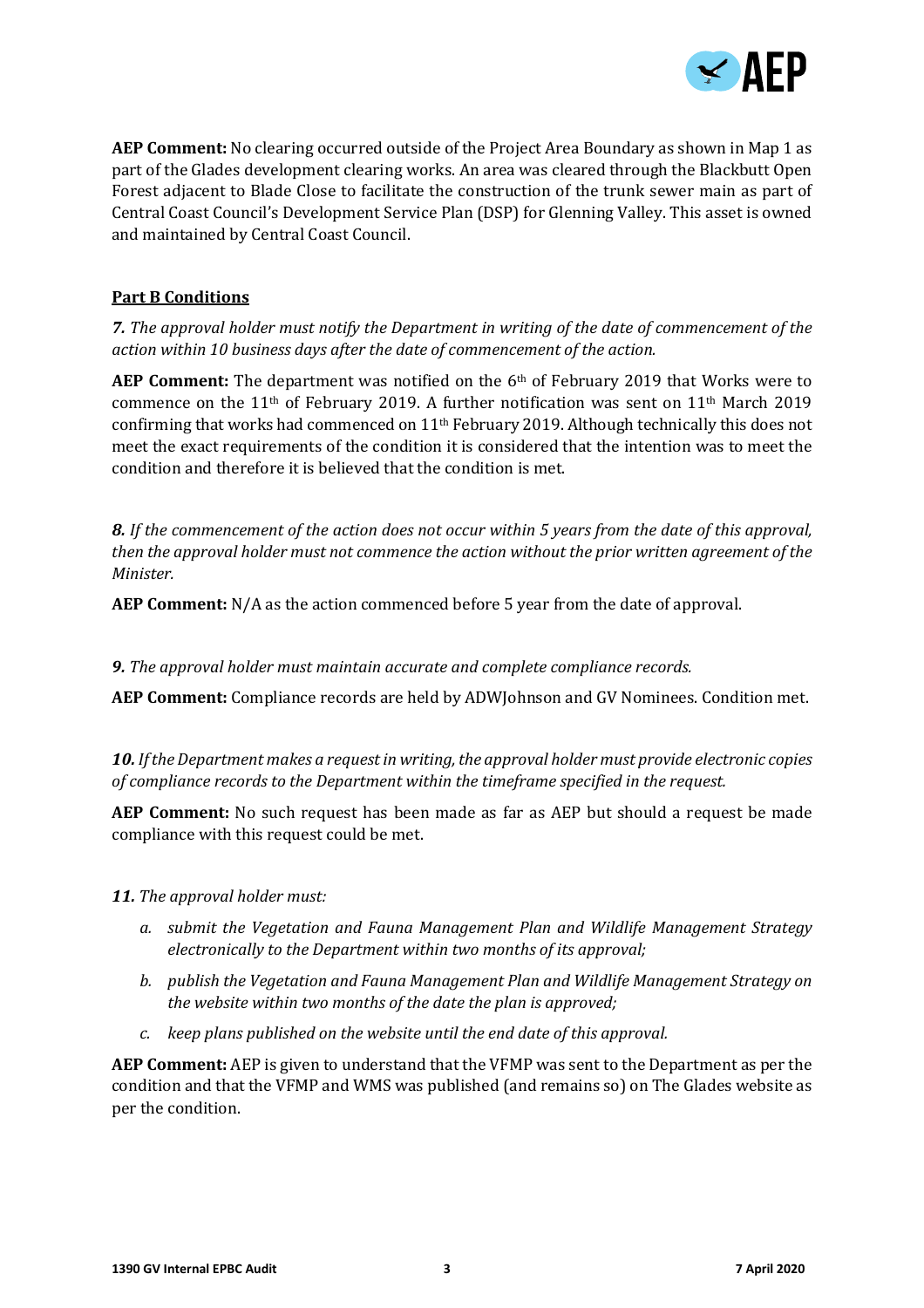**AEP Comment:** No clearing occurred outside of the Project Area Boundary as shown in Map 1 as part of the Glades development clearing works. An area was cleared through the Blackbutt Open Forest adjacent to Blade Close to facilitate the construction of the trunk sewer main as part of Central Coast Council's Development Service Plan (DSP) for Glenning Valley. This asset is owned and maintained by Central Coast Council.

## Part B Conditions

***7.*** *The approval holder must notify the Department in writing of the date of commencement of the action within 10 business days after the date of commencement of the action.*

**AEP Comment:** The department was notified on the 6th of February 2019 that Works were to commence on the 11th of February 2019. A further notification was sent on 11th March 2019 confirming that works had commenced on 11th February 2019. Although technically this does not meet the exact requirements of the condition it is considered that the intention was to meet the condition and therefore it is believed that the condition is met.

***8.*** *If the commencement of the action does not occur within 5 years from the date of this approval, then the approval holder must not commence the action without the prior written agreement of the Minister.*

**AEP Comment:** N/A as the action commenced before 5 year from the date of approval.

***9.*** *The approval holder must maintain accurate and complete compliance records.*

**AEP Comment:** Compliance records are held by ADWJohnson and GV Nominees. Condition met.

***10.*** *If the Department makes a request in writing, the approval holder must provide electronic copies of compliance records to the Department within the timeframe specified in the request.*

**AEP Comment:** No such request has been made as far as AEP but should a request be made compliance with this request could be met.

***11.*** *The approval holder must:*

a. *submit the Vegetation and Fauna Management Plan and Wildlife Management Strategy electronically to the Department within two months of its approval;*
b. *publish the Vegetation and Fauna Management Plan and Wildlife Management Strategy on the website within two months of the date the plan is approved;*
c. *keep plans published on the website until the end date of this approval.*

**AEP Comment:** AEP is given to understand that the VFMP was sent to the Department as per the condition and that the VFMP and WMS was published (and remains so) on The Glades website as per the condition.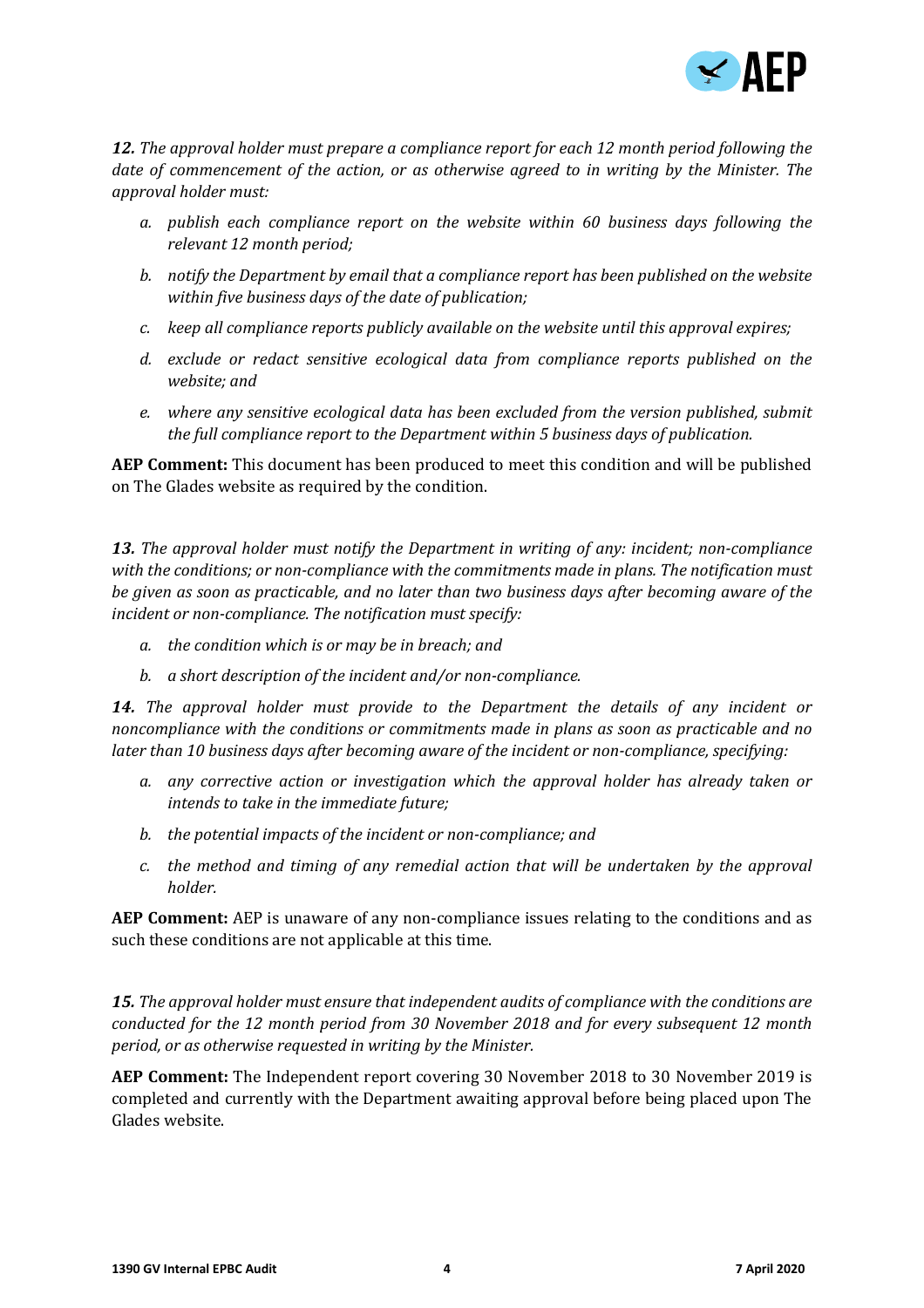***12.*** *The approval holder must prepare a compliance report for each 12 month period following the date of commencement of the action, or as otherwise agreed to in writing by the Minister. The approval holder must:*

- *a. publish each compliance report on the website within 60 business days following the relevant 12 month period;*
- *b. notify the Department by email that a compliance report has been published on the website within five business days of the date of publication;*
- *c. keep all compliance reports publicly available on the website until this approval expires;*
- *d. exclude or redact sensitive ecological data from compliance reports published on the website; and*
- *e. where any sensitive ecological data has been excluded from the version published, submit the full compliance report to the Department within 5 business days of publication.*

**AEP Comment:** This document has been produced to meet this condition and will be published on The Glades website as required by the condition.

***13.*** *The approval holder must notify the Department in writing of any: incident; non-compliance with the conditions; or non-compliance with the commitments made in plans. The notification must be given as soon as practicable, and no later than two business days after becoming aware of the incident or non-compliance. The notification must specify:*

- *a. the condition which is or may be in breach; and*
- *b. a short description of the incident and/or non-compliance.*

***14.*** *The approval holder must provide to the Department the details of any incident or noncompliance with the conditions or commitments made in plans as soon as practicable and no later than 10 business days after becoming aware of the incident or non-compliance, specifying:*

- *a. any corrective action or investigation which the approval holder has already taken or intends to take in the immediate future;*
- *b. the potential impacts of the incident or non-compliance; and*
- *c. the method and timing of any remedial action that will be undertaken by the approval holder.*

**AEP Comment:** AEP is unaware of any non-compliance issues relating to the conditions and as such these conditions are not applicable at this time.

***15.*** *The approval holder must ensure that independent audits of compliance with the conditions are conducted for the 12 month period from 30 November 2018 and for every subsequent 12 month period, or as otherwise requested in writing by the Minister.*

**AEP Comment:** The Independent report covering 30 November 2018 to 30 November 2019 is completed and currently with the Department awaiting approval before being placed upon The Glades website.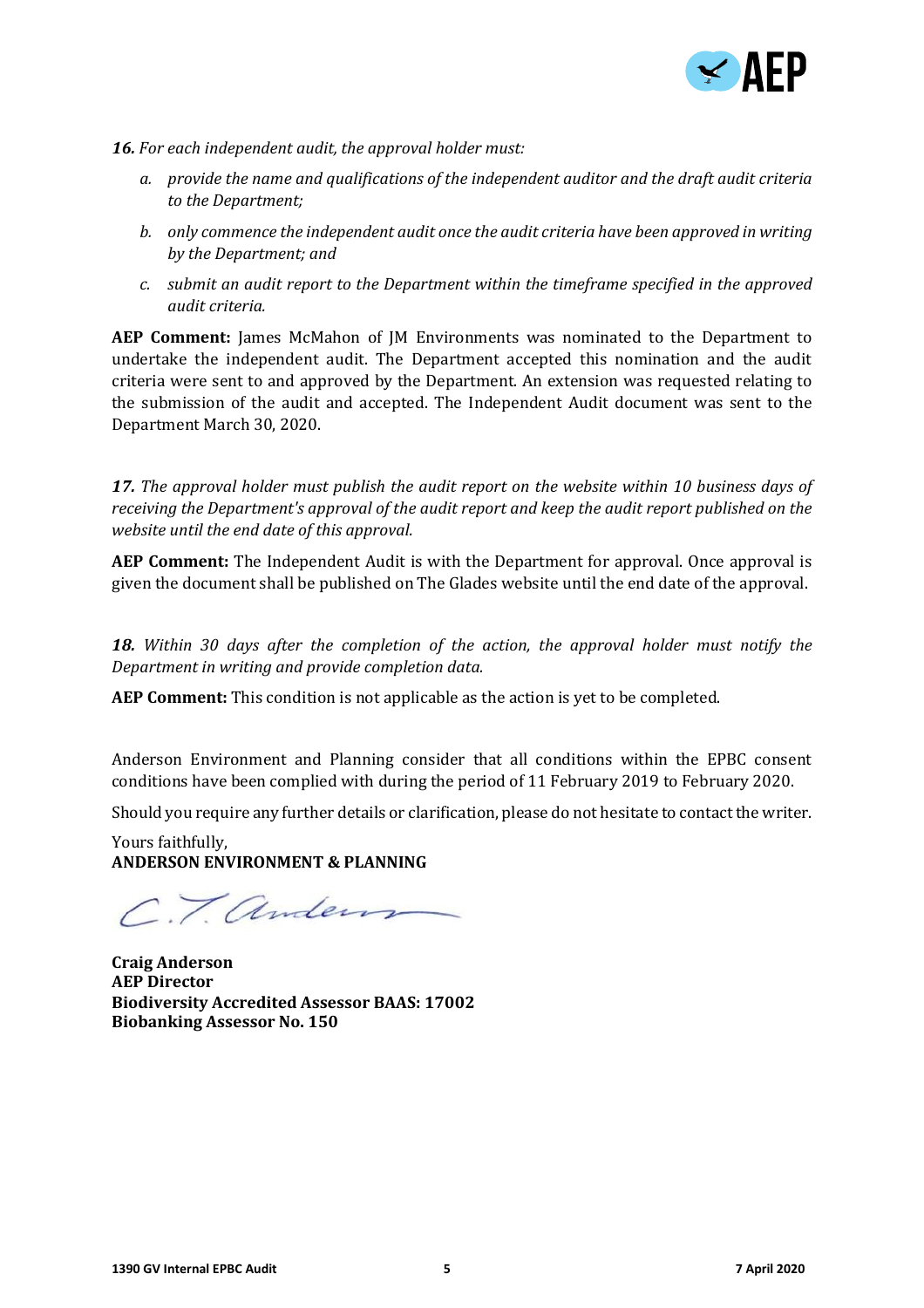***16.*** *For each independent audit, the approval holder must:*

*a. provide the name and qualifications of the independent auditor and the draft audit criteria to the Department;*

*b. only commence the independent audit once the audit criteria have been approved in writing by the Department; and*

*c. submit an audit report to the Department within the timeframe specified in the approved audit criteria.*

**AEP Comment:** James McMahon of JM Environments was nominated to the Department to undertake the independent audit. The Department accepted this nomination and the audit criteria were sent to and approved by the Department. An extension was requested relating to the submission of the audit and accepted. The Independent Audit document was sent to the Department March 30, 2020.

***17.*** *The approval holder must publish the audit report on the website within 10 business days of receiving the Department's approval of the audit report and keep the audit report published on the website until the end date of this approval.*

**AEP Comment:** The Independent Audit is with the Department for approval. Once approval is given the document shall be published on The Glades website until the end date of the approval.

***18.*** *Within 30 days after the completion of the action, the approval holder must notify the Department in writing and provide completion data.*

**AEP Comment:** This condition is not applicable as the action is yet to be completed.

Anderson Environment and Planning consider that all conditions within the EPBC consent conditions have been complied with during the period of 11 February 2019 to February 2020.

Should you require any further details or clarification, please do not hesitate to contact the writer.

Yours faithfully,
**ANDERSON ENVIRONMENT & PLANNING**

C.T. Anderson

**Craig Anderson**
**AEP Director**
**Biodiversity Accredited Assessor BAAS: 17002**
**Biobanking Assessor No. 150**